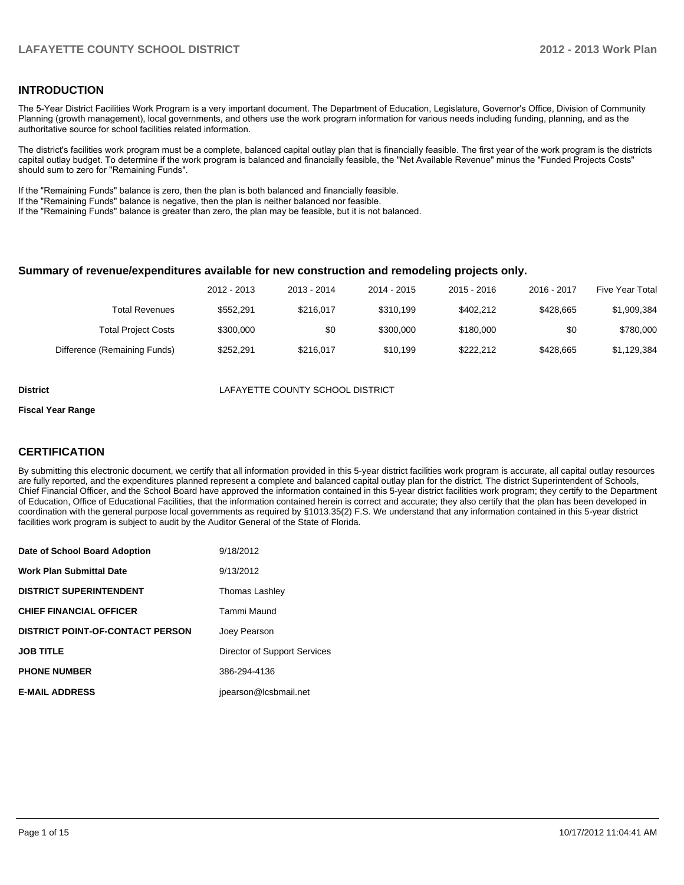## INTRODUCTION

The 5-Year District Facilities Work Program is a very important document. The Department of Education, Legislature, Governor's Office, Division of Community Planning (growth management), local governments, and others use the work program information for various needs including funding, planning, and as the authoritative source for school facilities related information.

The district's facilities work program must be a complete, balanced capital outlay plan that is financially feasible. The first year of the work program is the districts capital outlay budget. To determine if the work program is balanced and financially feasible, the "Net Available Revenue" minus the "Funded Projects Costs" should sum to zero for "Remaining Funds".

If the "Remaining Funds" balance is zero, then the plan is both balanced and financially feasible.
If the "Remaining Funds" balance is negative, then the plan is neither balanced nor feasible.
If the "Remaining Funds" balance is greater than zero, the plan may be feasible, but it is not balanced.

### Summary of revenue/expenditures available for new construction and remodeling projects only.

| | 2012 - 2013 | 2013 - 2014 | 2014 - 2015 | 2015 - 2016 | 2016 - 2017 | Five Year Total |
|---|---|---|---|---|---|---|
| Total Revenues | $552,291 | $216,017 | $310,199 | $402,212 | $428,665 | $1,909,384 |
| Total Project Costs | $300,000 | $0 | $300,000 | $180,000 | $0 | $780,000 |
| Difference (Remaining Funds) | $252,291 | $216,017 | $10,199 | $222,212 | $428,665 | $1,129,384 |

**District** LAFAYETTE COUNTY SCHOOL DISTRICT

**Fiscal Year Range**

## CERTIFICATION

By submitting this electronic document, we certify that all information provided in this 5-year district facilities work program is accurate, all capital outlay resources are fully reported, and the expenditures planned represent a complete and balanced capital outlay plan for the district. The district Superintendent of Schools, Chief Financial Officer, and the School Board have approved the information contained in this 5-year district facilities work program; they certify to the Department of Education, Office of Educational Facilities, that the information contained herein is correct and accurate; they also certify that the plan has been developed in coordination with the general purpose local governments as required by §1013.35(2) F.S. We understand that any information contained in this 5-year district facilities work program is subject to audit by the Auditor General of the State of Florida.

| | |
|---|---|
| **Date of School Board Adoption** | 9/18/2012 |
| **Work Plan Submittal Date** | 9/13/2012 |
| **DISTRICT SUPERINTENDENT** | Thomas Lashley |
| **CHIEF FINANCIAL OFFICER** | Tammi Maund |
| **DISTRICT POINT-OF-CONTACT PERSON** | Joey Pearson |
| **JOB TITLE** | Director of Support Services |
| **PHONE NUMBER** | 386-294-4136 |
| **E-MAIL ADDRESS** | jpearson@lcsbmail.net |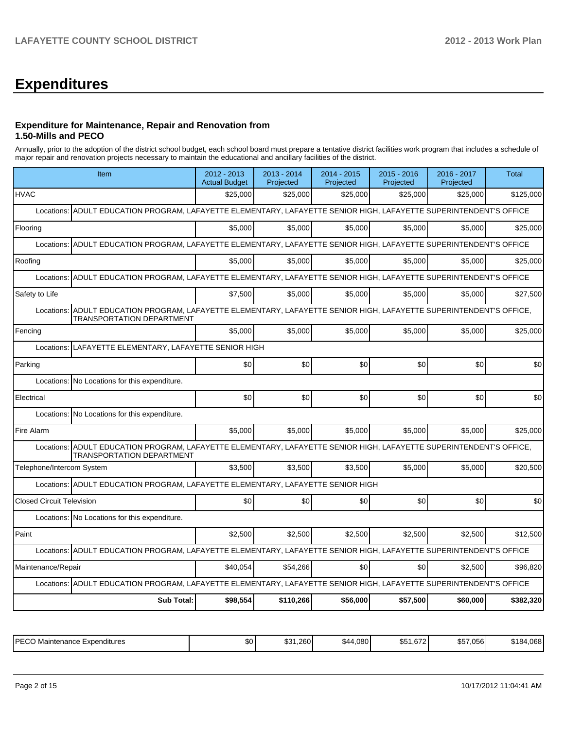# Expenditures

### Expenditure for Maintenance, Repair and Renovation from 1.50-Mills and PECO

Annually, prior to the adoption of the district school budget, each school board must prepare a tentative district facilities work program that includes a schedule of major repair and renovation projects necessary to maintain the educational and ancillary facilities of the district.

| Item | 2012 - 2013 Actual Budget | 2013 - 2014 Projected | 2014 - 2015 Projected | 2015 - 2016 Projected | 2016 - 2017 Projected | Total |
|---|---|---|---|---|---|---|
| HVAC | $25,000 | $25,000 | $25,000 | $25,000 | $25,000 | $125,000 |
| Locations: ADULT EDUCATION PROGRAM, LAFAYETTE ELEMENTARY, LAFAYETTE SENIOR HIGH, LAFAYETTE SUPERINTENDENT'S OFFICE | | | | | | |
| Flooring | $5,000 | $5,000 | $5,000 | $5,000 | $5,000 | $25,000 |
| Locations: ADULT EDUCATION PROGRAM, LAFAYETTE ELEMENTARY, LAFAYETTE SENIOR HIGH, LAFAYETTE SUPERINTENDENT'S OFFICE | | | | | | |
| Roofing | $5,000 | $5,000 | $5,000 | $5,000 | $5,000 | $25,000 |
| Locations: ADULT EDUCATION PROGRAM, LAFAYETTE ELEMENTARY, LAFAYETTE SENIOR HIGH, LAFAYETTE SUPERINTENDENT'S OFFICE | | | | | | |
| Safety to Life | $7,500 | $5,000 | $5,000 | $5,000 | $5,000 | $27,500 |
| Locations: ADULT EDUCATION PROGRAM, LAFAYETTE ELEMENTARY, LAFAYETTE SENIOR HIGH, LAFAYETTE SUPERINTENDENT'S OFFICE, TRANSPORTATION DEPARTMENT | | | | | | |
| Fencing | $5,000 | $5,000 | $5,000 | $5,000 | $5,000 | $25,000 |
| Locations: LAFAYETTE ELEMENTARY, LAFAYETTE SENIOR HIGH | | | | | | |
| Parking | $0 | $0 | $0 | $0 | $0 | $0 |
| Locations: No Locations for this expenditure. | | | | | | |
| Electrical | $0 | $0 | $0 | $0 | $0 | $0 |
| Locations: No Locations for this expenditure. | | | | | | |
| Fire Alarm | $5,000 | $5,000 | $5,000 | $5,000 | $5,000 | $25,000 |
| Locations: ADULT EDUCATION PROGRAM, LAFAYETTE ELEMENTARY, LAFAYETTE SENIOR HIGH, LAFAYETTE SUPERINTENDENT'S OFFICE, TRANSPORTATION DEPARTMENT | | | | | | |
| Telephone/Intercom System | $3,500 | $3,500 | $3,500 | $5,000 | $5,000 | $20,500 |
| Locations: ADULT EDUCATION PROGRAM, LAFAYETTE ELEMENTARY, LAFAYETTE SENIOR HIGH | | | | | | |
| Closed Circuit Television | $0 | $0 | $0 | $0 | $0 | $0 |
| Locations: No Locations for this expenditure. | | | | | | |
| Paint | $2,500 | $2,500 | $2,500 | $2,500 | $2,500 | $12,500 |
| Locations: ADULT EDUCATION PROGRAM, LAFAYETTE ELEMENTARY, LAFAYETTE SENIOR HIGH, LAFAYETTE SUPERINTENDENT'S OFFICE | | | | | | |
| Maintenance/Repair | $40,054 | $54,266 | $0 | $0 | $2,500 | $96,820 |
| Locations: ADULT EDUCATION PROGRAM, LAFAYETTE ELEMENTARY, LAFAYETTE SENIOR HIGH, LAFAYETTE SUPERINTENDENT'S OFFICE | | | | | | |
| **Sub Total:** | **$98,554** | **$110,266** | **$56,000** | **$57,500** | **$60,000** | **$382,320** |

| | | | | | | |
|---|---|---|---|---|---|---|
| PECO Maintenance Expenditures | $0 | $31,260 | $44,080 | $51,672 | $57,056 | $184,068 |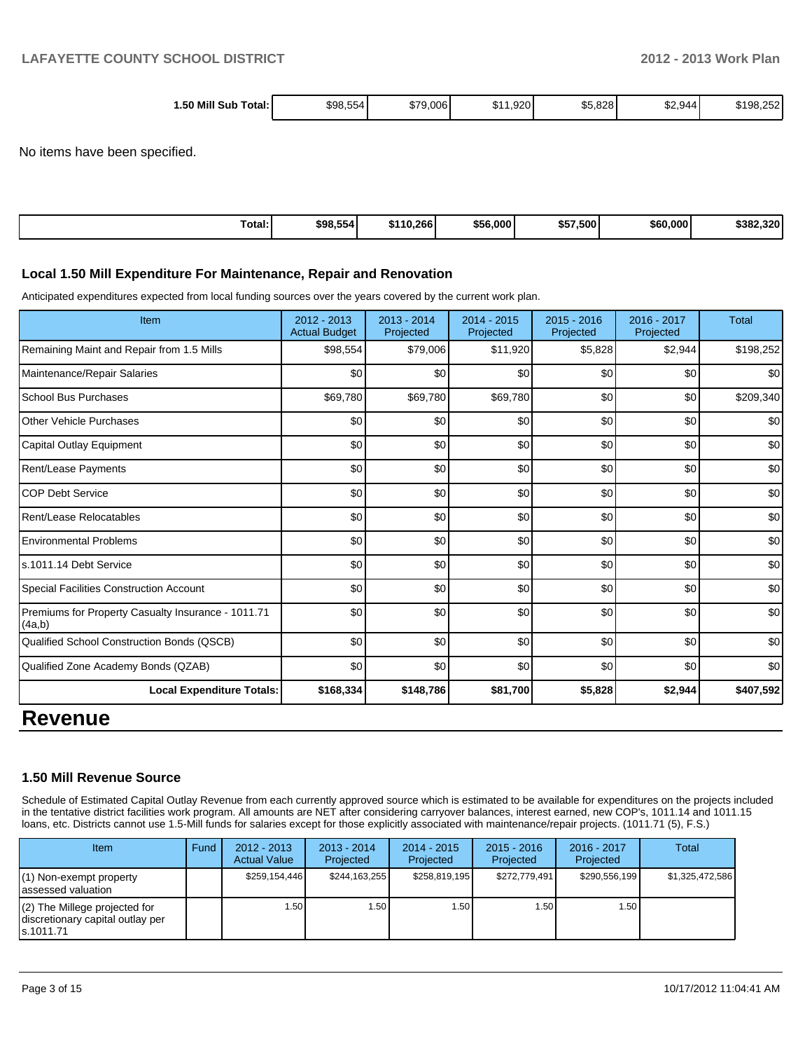| 1.50 Mill Sub Total: | $98,554 | $79,006 | $11,920 | $5,828 | $2,944 | $198,252 |
|---|---|---|---|---|---|---|

No items have been specified.

| Total: | $98,554 | $110,266 | $56,000 | $57,500 | $60,000 | $382,320 |
|---|---|---|---|---|---|---|

### Local 1.50 Mill Expenditure For Maintenance, Repair and Renovation

Anticipated expenditures expected from local funding sources over the years covered by the current work plan.

| Item | 2012 - 2013 Actual Budget | 2013 - 2014 Projected | 2014 - 2015 Projected | 2015 - 2016 Projected | 2016 - 2017 Projected | Total |
|---|---|---|---|---|---|---|
| Remaining Maint and Repair from 1.5 Mills | $98,554 | $79,006 | $11,920 | $5,828 | $2,944 | $198,252 |
| Maintenance/Repair Salaries | $0 | $0 | $0 | $0 | $0 | $0 |
| School Bus Purchases | $69,780 | $69,780 | $69,780 | $0 | $0 | $209,340 |
| Other Vehicle Purchases | $0 | $0 | $0 | $0 | $0 | $0 |
| Capital Outlay Equipment | $0 | $0 | $0 | $0 | $0 | $0 |
| Rent/Lease Payments | $0 | $0 | $0 | $0 | $0 | $0 |
| COP Debt Service | $0 | $0 | $0 | $0 | $0 | $0 |
| Rent/Lease Relocatables | $0 | $0 | $0 | $0 | $0 | $0 |
| Environmental Problems | $0 | $0 | $0 | $0 | $0 | $0 |
| s.1011.14 Debt Service | $0 | $0 | $0 | $0 | $0 | $0 |
| Special Facilities Construction Account | $0 | $0 | $0 | $0 | $0 | $0 |
| Premiums for Property Casualty Insurance - 1011.71 (4a,b) | $0 | $0 | $0 | $0 | $0 | $0 |
| Qualified School Construction Bonds (QSCB) | $0 | $0 | $0 | $0 | $0 | $0 |
| Qualified Zone Academy Bonds (QZAB) | $0 | $0 | $0 | $0 | $0 | $0 |
| **Local Expenditure Totals:** | **$168,334** | **$148,786** | **$81,700** | **$5,828** | **$2,944** | **$407,592** |

# Revenue

### 1.50 Mill Revenue Source

Schedule of Estimated Capital Outlay Revenue from each currently approved source which is estimated to be available for expenditures on the projects included in the tentative district facilities work program. All amounts are NET after considering carryover balances, interest earned, new COP's, 1011.14 and 1011.15 loans, etc. Districts cannot use 1.5-Mill funds for salaries except for those explicitly associated with maintenance/repair projects. (1011.71 (5), F.S.)

| Item | Fund | 2012 - 2013 Actual Value | 2013 - 2014 Projected | 2014 - 2015 Projected | 2015 - 2016 Projected | 2016 - 2017 Projected | Total |
|---|---|---|---|---|---|---|---|
| (1) Non-exempt property assessed valuation | | $259,154,446 | $244,163,255 | $258,819,195 | $272,779,491 | $290,556,199 | $1,325,472,586 |
| (2) The Millege projected for discretionary capital outlay per s.1011.71 | | 1.50 | 1.50 | 1.50 | 1.50 | 1.50 | |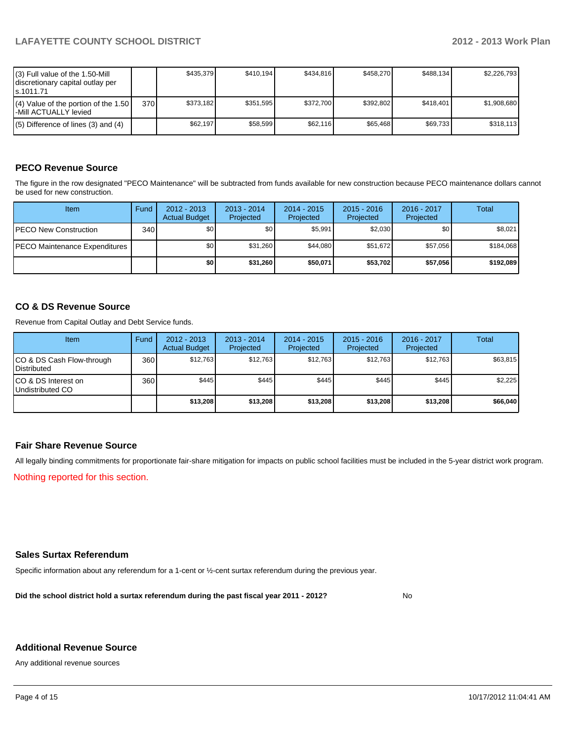| | | | | | | | |
|---|---|---|---|---|---|---|---|
| (3) Full value of the 1.50-Mill discretionary capital outlay per s.1011.71 | | $435,379 | $410,194 | $434,816 | $458,270 | $488,134 | $2,226,793 |
| (4) Value of the portion of the 1.50 -Mill ACTUALLY levied | 370 | $373,182 | $351,595 | $372,700 | $392,802 | $418,401 | $1,908,680 |
| (5) Difference of lines (3) and (4) | | $62,197 | $58,599 | $62,116 | $65,468 | $69,733 | $318,113 |

## PECO Revenue Source

The figure in the row designated "PECO Maintenance" will be subtracted from funds available for new construction because PECO maintenance dollars cannot be used for new construction.

| Item | Fund | 2012 - 2013 Actual Budget | 2013 - 2014 Projected | 2014 - 2015 Projected | 2015 - 2016 Projected | 2016 - 2017 Projected | Total |
|---|---|---|---|---|---|---|---|
| PECO New Construction | 340 | $0 | $0 | $5,991 | $2,030 | $0 | $8,021 |
| PECO Maintenance Expenditures | | $0 | $31,260 | $44,080 | $51,672 | $57,056 | $184,068 |
| | | **$0** | **$31,260** | **$50,071** | **$53,702** | **$57,056** | **$192,089** |

## CO & DS Revenue Source

Revenue from Capital Outlay and Debt Service funds.

| Item | Fund | 2012 - 2013 Actual Budget | 2013 - 2014 Projected | 2014 - 2015 Projected | 2015 - 2016 Projected | 2016 - 2017 Projected | Total |
|---|---|---|---|---|---|---|---|
| CO & DS Cash Flow-through Distributed | 360 | $12,763 | $12,763 | $12,763 | $12,763 | $12,763 | $63,815 |
| CO & DS Interest on Undistributed CO | 360 | $445 | $445 | $445 | $445 | $445 | $2,225 |
| | | **$13,208** | **$13,208** | **$13,208** | **$13,208** | **$13,208** | **$66,040** |

## Fair Share Revenue Source

All legally binding commitments for proportionate fair-share mitigation for impacts on public school facilities must be included in the 5-year district work program.

Nothing reported for this section.

## Sales Surtax Referendum

Specific information about any referendum for a 1-cent or ½-cent surtax referendum during the previous year.

**Did the school district hold a surtax referendum during the past fiscal year 2011 - 2012?** No

## Additional Revenue Source

Any additional revenue sources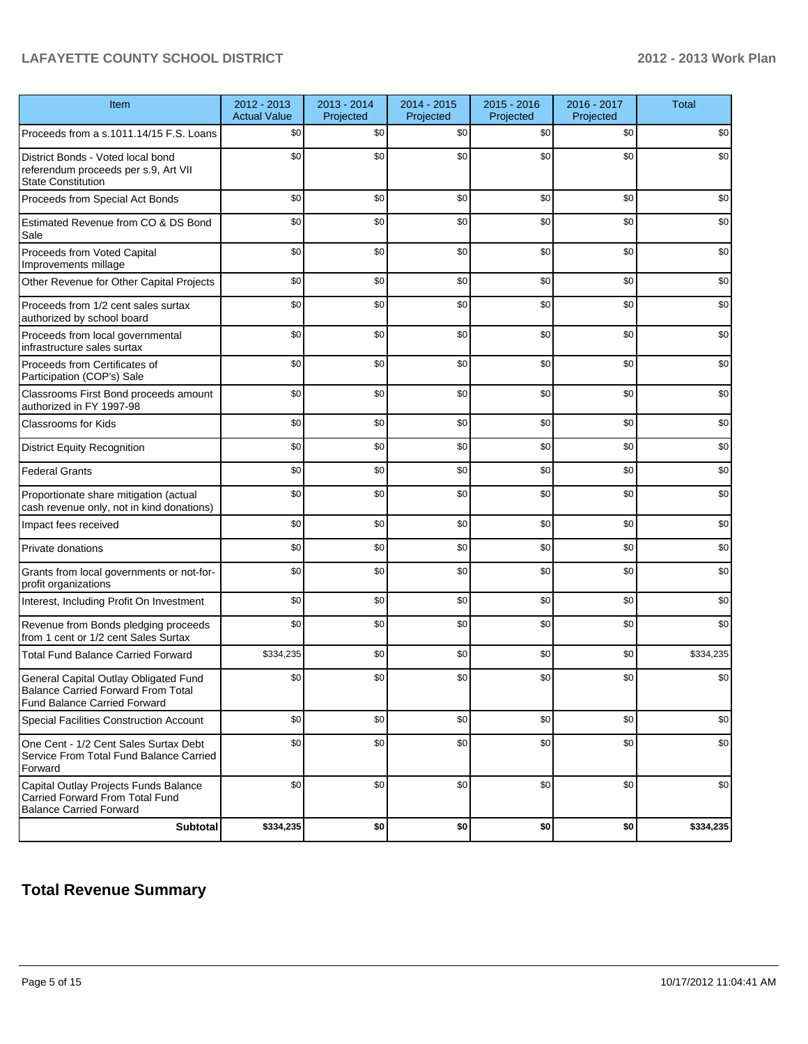| Item | 2012 - 2013 Actual Value | 2013 - 2014 Projected | 2014 - 2015 Projected | 2015 - 2016 Projected | 2016 - 2017 Projected | Total |
| --- | --- | --- | --- | --- | --- | --- |
| Proceeds from a s.1011.14/15 F.S. Loans | $0 | $0 | $0 | $0 | $0 | $0 |
| District Bonds - Voted local bond referendum proceeds per s.9, Art VII State Constitution | $0 | $0 | $0 | $0 | $0 | $0 |
| Proceeds from Special Act Bonds | $0 | $0 | $0 | $0 | $0 | $0 |
| Estimated Revenue from CO & DS Bond Sale | $0 | $0 | $0 | $0 | $0 | $0 |
| Proceeds from Voted Capital Improvements millage | $0 | $0 | $0 | $0 | $0 | $0 |
| Other Revenue for Other Capital Projects | $0 | $0 | $0 | $0 | $0 | $0 |
| Proceeds from 1/2 cent sales surtax authorized by school board | $0 | $0 | $0 | $0 | $0 | $0 |
| Proceeds from local governmental infrastructure sales surtax | $0 | $0 | $0 | $0 | $0 | $0 |
| Proceeds from Certificates of Participation (COP's) Sale | $0 | $0 | $0 | $0 | $0 | $0 |
| Classrooms First Bond proceeds amount authorized in FY 1997-98 | $0 | $0 | $0 | $0 | $0 | $0 |
| Classrooms for Kids | $0 | $0 | $0 | $0 | $0 | $0 |
| District Equity Recognition | $0 | $0 | $0 | $0 | $0 | $0 |
| Federal Grants | $0 | $0 | $0 | $0 | $0 | $0 |
| Proportionate share mitigation (actual cash revenue only, not in kind donations) | $0 | $0 | $0 | $0 | $0 | $0 |
| Impact fees received | $0 | $0 | $0 | $0 | $0 | $0 |
| Private donations | $0 | $0 | $0 | $0 | $0 | $0 |
| Grants from local governments or not-for-profit organizations | $0 | $0 | $0 | $0 | $0 | $0 |
| Interest, Including Profit On Investment | $0 | $0 | $0 | $0 | $0 | $0 |
| Revenue from Bonds pledging proceeds from 1 cent or 1/2 cent Sales Surtax | $0 | $0 | $0 | $0 | $0 | $0 |
| Total Fund Balance Carried Forward | $334,235 | $0 | $0 | $0 | $0 | $334,235 |
| General Capital Outlay Obligated Fund Balance Carried Forward From Total Fund Balance Carried Forward | $0 | $0 | $0 | $0 | $0 | $0 |
| Special Facilities Construction Account | $0 | $0 | $0 | $0 | $0 | $0 |
| One Cent - 1/2 Cent Sales Surtax Debt Service From Total Fund Balance Carried Forward | $0 | $0 | $0 | $0 | $0 | $0 |
| Capital Outlay Projects Funds Balance Carried Forward From Total Fund Balance Carried Forward | $0 | $0 | $0 | $0 | $0 | $0 |
| **Subtotal** | **$334,235** | **$0** | **$0** | **$0** | **$0** | **$334,235** |

## Total Revenue Summary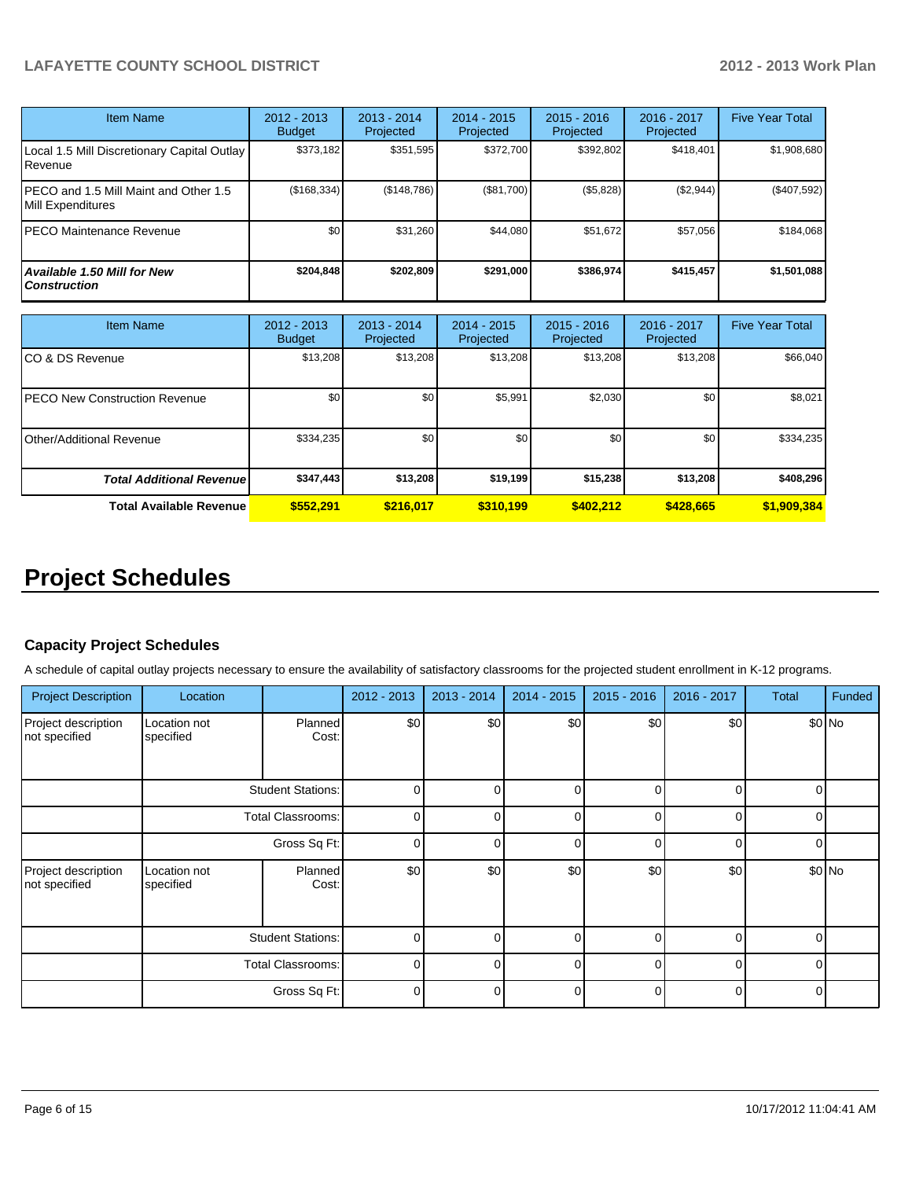| Item Name | 2012 - 2013 Budget | 2013 - 2014 Projected | 2014 - 2015 Projected | 2015 - 2016 Projected | 2016 - 2017 Projected | Five Year Total |
|---|---|---|---|---|---|---|
| Local 1.5 Mill Discretionary Capital Outlay Revenue | $373,182 | $351,595 | $372,700 | $392,802 | $418,401 | $1,908,680 |
| PECO and 1.5 Mill Maint and Other 1.5 Mill Expenditures | ($168,334) | ($148,786) | ($81,700) | ($5,828) | ($2,944) | ($407,592) |
| PECO Maintenance Revenue | $0 | $31,260 | $44,080 | $51,672 | $57,056 | $184,068 |
| ***Available 1.50 Mill for New Construction*** | **$204,848** | **$202,809** | **$291,000** | **$386,974** | **$415,457** | **$1,501,088** |

| Item Name | 2012 - 2013 Budget | 2013 - 2014 Projected | 2014 - 2015 Projected | 2015 - 2016 Projected | 2016 - 2017 Projected | Five Year Total |
|---|---|---|---|---|---|---|
| CO & DS Revenue | $13,208 | $13,208 | $13,208 | $13,208 | $13,208 | $66,040 |
| PECO New Construction Revenue | $0 | $0 | $5,991 | $2,030 | $0 | $8,021 |
| Other/Additional Revenue | $334,235 | $0 | $0 | $0 | $0 | $334,235 |
| ***Total Additional Revenue*** | **$347,443** | **$13,208** | **$19,199** | **$15,238** | **$13,208** | **$408,296** |
| **Total Available Revenue** | **$552,291** | **$216,017** | **$310,199** | **$402,212** | **$428,665** | **$1,909,384** |

# Project Schedules

### Capacity Project Schedules

A schedule of capital outlay projects necessary to ensure the availability of satisfactory classrooms for the projected student enrollment in K-12 programs.

| Project Description | Location | | 2012 - 2013 | 2013 - 2014 | 2014 - 2015 | 2015 - 2016 | 2016 - 2017 | Total | Funded |
|---|---|---|---|---|---|---|---|---|---|
| Project description not specified | Location not specified | Planned Cost: | $0 | $0 | $0 | $0 | $0 | $0 | No |
| | | Student Stations: | 0 | 0 | 0 | 0 | 0 | 0 | |
| | | Total Classrooms: | 0 | 0 | 0 | 0 | 0 | 0 | |
| | | Gross Sq Ft: | 0 | 0 | 0 | 0 | 0 | 0 | |
| Project description not specified | Location not specified | Planned Cost: | $0 | $0 | $0 | $0 | $0 | $0 | No |
| | | Student Stations: | 0 | 0 | 0 | 0 | 0 | 0 | |
| | | Total Classrooms: | 0 | 0 | 0 | 0 | 0 | 0 | |
| | | Gross Sq Ft: | 0 | 0 | 0 | 0 | 0 | 0 | |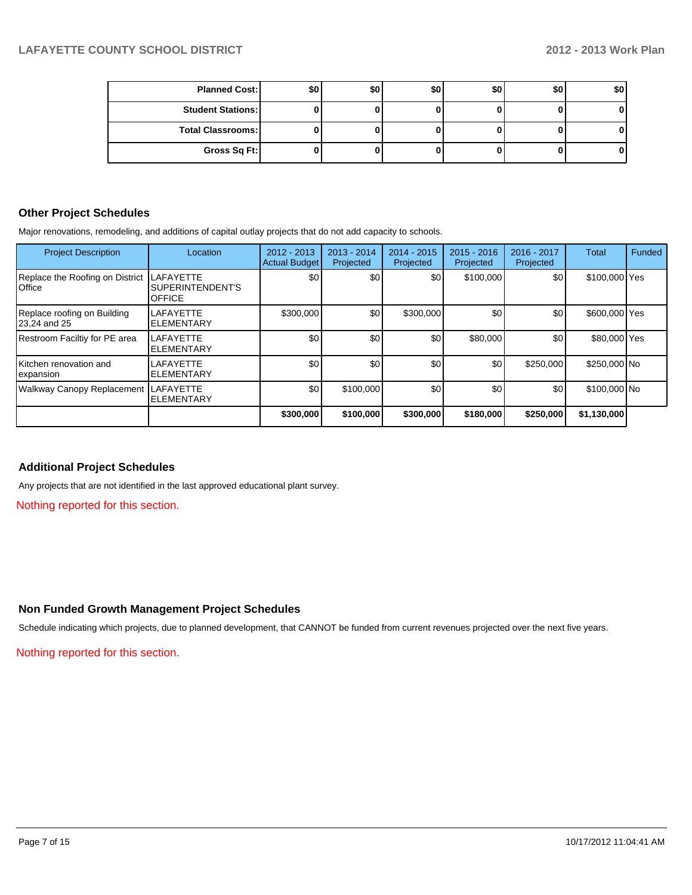| Planned Cost: | $0 | $0 | $0 | $0 | $0 | $0 |
|---|---|---|---|---|---|---|
| Student Stations: | 0 | 0 | 0 | 0 | 0 | 0 |
| Total Classrooms: | 0 | 0 | 0 | 0 | 0 | 0 |
| Gross Sq Ft: | 0 | 0 | 0 | 0 | 0 | 0 |

## Other Project Schedules

Major renovations, remodeling, and additions of capital outlay projects that do not add capacity to schools.

| Project Description | Location | 2012 - 2013 Actual Budget | 2013 - 2014 Projected | 2014 - 2015 Projected | 2015 - 2016 Projected | 2016 - 2017 Projected | Total | Funded |
|---|---|---|---|---|---|---|---|---|
| Replace the Roofing on District Office | LAFAYETTE SUPERINTENDENT'S OFFICE | $0 | $0 | $0 | $100,000 | $0 | $100,000 | Yes |
| Replace roofing on Building 23,24 and 25 | LAFAYETTE ELEMENTARY | $300,000 | $0 | $300,000 | $0 | $0 | $600,000 | Yes |
| Restroom Faciltiy for PE area | LAFAYETTE ELEMENTARY | $0 | $0 | $0 | $80,000 | $0 | $80,000 | Yes |
| Kitchen renovation and expansion | LAFAYETTE ELEMENTARY | $0 | $0 | $0 | $0 | $250,000 | $250,000 | No |
| Walkway Canopy Replacement | LAFAYETTE ELEMENTARY | $0 | $100,000 | $0 | $0 | $0 | $100,000 | No |
| | | **$300,000** | **$100,000** | **$300,000** | **$180,000** | **$250,000** | **$1,130,000** | |

## Additional Project Schedules

Any projects that are not identified in the last approved educational plant survey.

Nothing reported for this section.

## Non Funded Growth Management Project Schedules

Schedule indicating which projects, due to planned development, that CANNOT be funded from current revenues projected over the next five years.

Nothing reported for this section.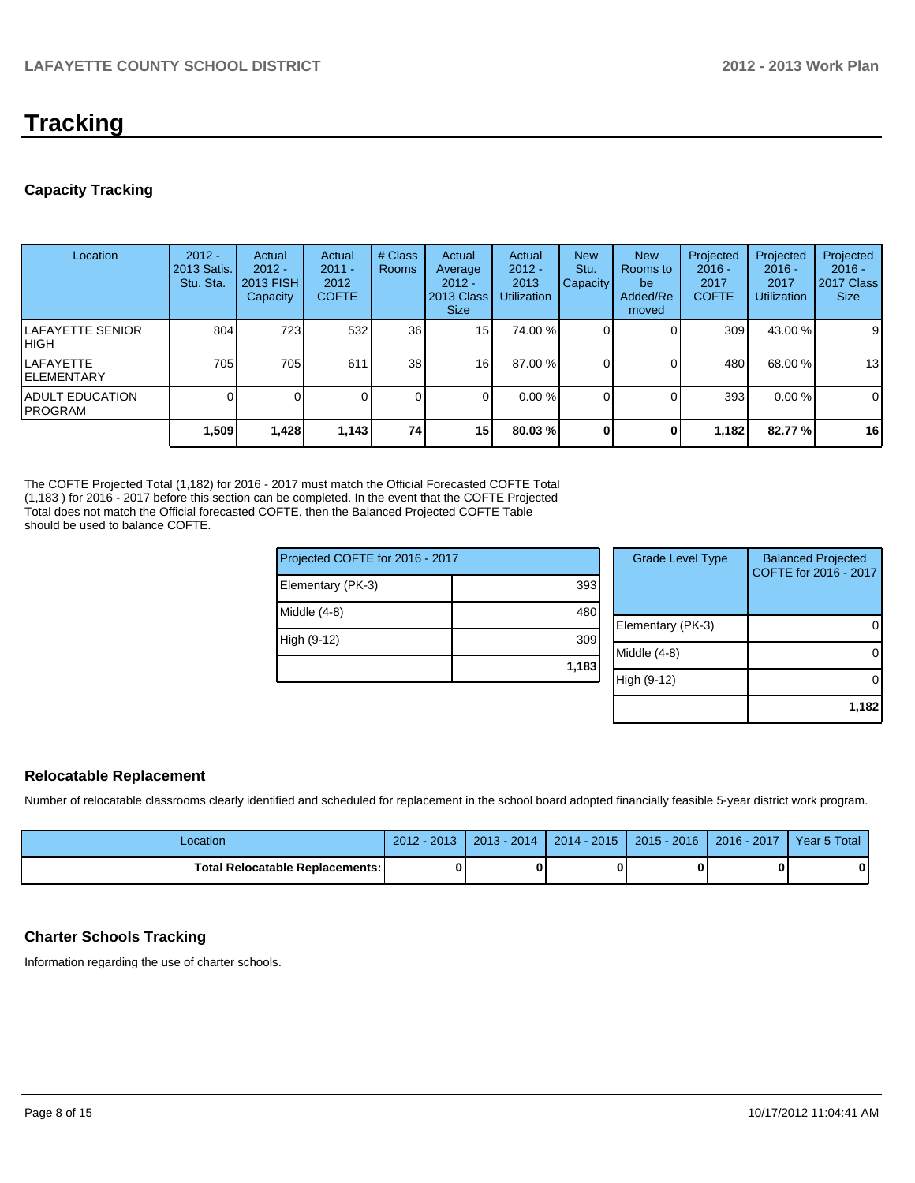# Tracking

## Capacity Tracking

| Location | 2012 - 2013 Satis. Stu. Sta. | Actual 2012 - 2013 FISH Capacity | Actual 2011 - 2012 COFTE | # Class Rooms | Actual Average 2012 - 2013 Class Size | Actual 2012 - 2013 Utilization | New Stu. Capacity | New Rooms to be Added/Removed | Projected 2016 - 2017 COFTE | Projected 2016 - 2017 Utilization | Projected 2016 - 2017 Class Size |
|---|---|---|---|---|---|---|---|---|---|---|---|
| LAFAYETTE SENIOR HIGH | 804 | 723 | 532 | 36 | 15 | 74.00 % | 0 | 0 | 309 | 43.00 % | 9 |
| LAFAYETTE ELEMENTARY | 705 | 705 | 611 | 38 | 16 | 87.00 % | 0 | 0 | 480 | 68.00 % | 13 |
| ADULT EDUCATION PROGRAM | 0 | 0 | 0 | 0 | 0 | 0.00 % | 0 | 0 | 393 | 0.00 % | 0 |
| | **1,509** | **1,428** | **1,143** | **74** | **15** | **80.03 %** | **0** | **0** | **1,182** | **82.77 %** | **16** |

The COFTE Projected Total (1,182) for 2016 - 2017 must match the Official Forecasted COFTE Total (1,183 ) for 2016 - 2017 before this section can be completed. In the event that the COFTE Projected Total does not match the Official forecasted COFTE, then the Balanced Projected COFTE Table should be used to balance COFTE.

| Projected COFTE for 2016 - 2017 | |
|---|---|
| Elementary (PK-3) | 393 |
| Middle (4-8) | 480 |
| High (9-12) | 309 |
| | **1,183** |

| Grade Level Type | Balanced Projected COFTE for 2016 - 2017 |
|---|---|
| Elementary (PK-3) | 0 |
| Middle (4-8) | 0 |
| High (9-12) | 0 |
| | **1,182** |

## Relocatable Replacement

Number of relocatable classrooms clearly identified and scheduled for replacement in the school board adopted financially feasible 5-year district work program.

| Location | 2012 - 2013 | 2013 - 2014 | 2014 - 2015 | 2015 - 2016 | 2016 - 2017 | Year 5 Total |
|---|---|---|---|---|---|---|
| **Total Relocatable Replacements:** | **0** | **0** | **0** | **0** | **0** | **0** |

## Charter Schools Tracking

Information regarding the use of charter schools.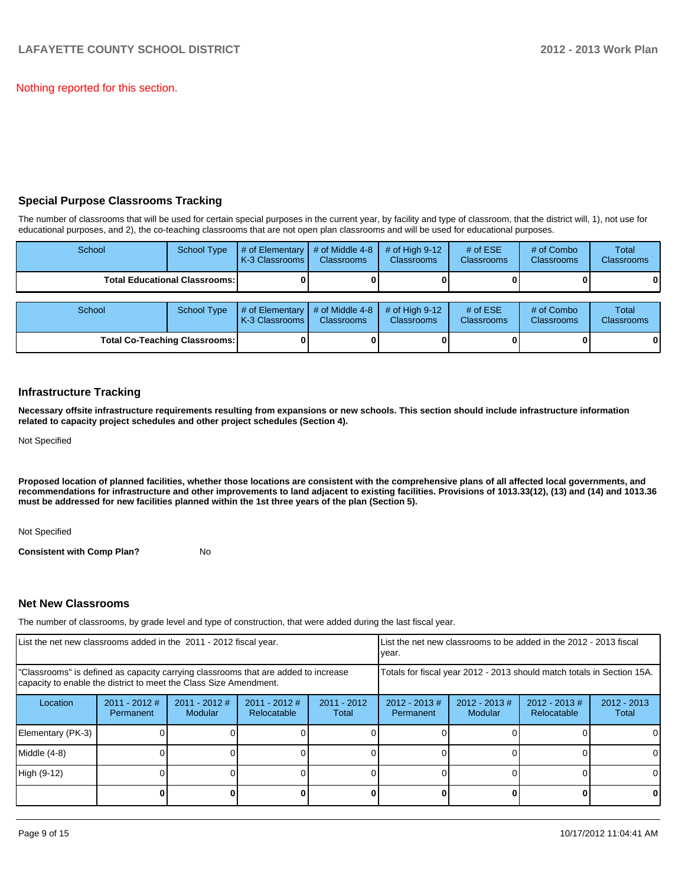Nothing reported for this section.

## Special Purpose Classrooms Tracking

The number of classrooms that will be used for certain special purposes in the current year, by facility and type of classroom, that the district will, 1), not use for educational purposes, and 2), the co-teaching classrooms that are not open plan classrooms and will be used for educational purposes.

| School | School Type | # of Elementary K-3 Classrooms | # of Middle 4-8 Classrooms | # of High 9-12 Classrooms | # of ESE Classrooms | # of Combo Classrooms | Total Classrooms |
|---|---|---|---|---|---|---|---|
| **Total Educational Classrooms:** | | **0** | **0** | **0** | **0** | **0** | **0** |

| School | School Type | # of Elementary K-3 Classrooms | # of Middle 4-8 Classrooms | # of High 9-12 Classrooms | # of ESE Classrooms | # of Combo Classrooms | Total Classrooms |
|---|---|---|---|---|---|---|---|
| **Total Co-Teaching Classrooms:** | | **0** | **0** | **0** | **0** | **0** | **0** |

## Infrastructure Tracking

**Necessary offsite infrastructure requirements resulting from expansions or new schools. This section should include infrastructure information related to capacity project schedules and other project schedules (Section 4).**

Not Specified

**Proposed location of planned facilities, whether those locations are consistent with the comprehensive plans of all affected local governments, and recommendations for infrastructure and other improvements to land adjacent to existing facilities. Provisions of 1013.33(12), (13) and (14) and 1013.36 must be addressed for new facilities planned within the 1st three years of the plan (Section 5).**

Not Specified

**Consistent with Comp Plan?** No

## Net New Classrooms

The number of classrooms, by grade level and type of construction, that were added during the last fiscal year.

| List the net new classrooms added in the 2011 - 2012 fiscal year. | | | | | List the net new classrooms to be added in the 2012 - 2013 fiscal year. | | | |
|---|---|---|---|---|---|---|---|---|
| "Classrooms" is defined as capacity carrying classrooms that are added to increase capacity to enable the district to meet the Class Size Amendment. | | | | | Totals for fiscal year 2012 - 2013 should match totals in Section 15A. | | | |
| Location | 2011 - 2012 # Permanent | 2011 - 2012 # Modular | 2011 - 2012 # Relocatable | 2011 - 2012 Total | 2012 - 2013 # Permanent | 2012 - 2013 # Modular | 2012 - 2013 # Relocatable | 2012 - 2013 Total |
| Elementary (PK-3) | 0 | 0 | 0 | 0 | 0 | 0 | 0 | 0 |
| Middle (4-8) | 0 | 0 | 0 | 0 | 0 | 0 | 0 | 0 |
| High (9-12) | 0 | 0 | 0 | 0 | 0 | 0 | 0 | 0 |
| | **0** | **0** | **0** | **0** | **0** | **0** | **0** | **0** |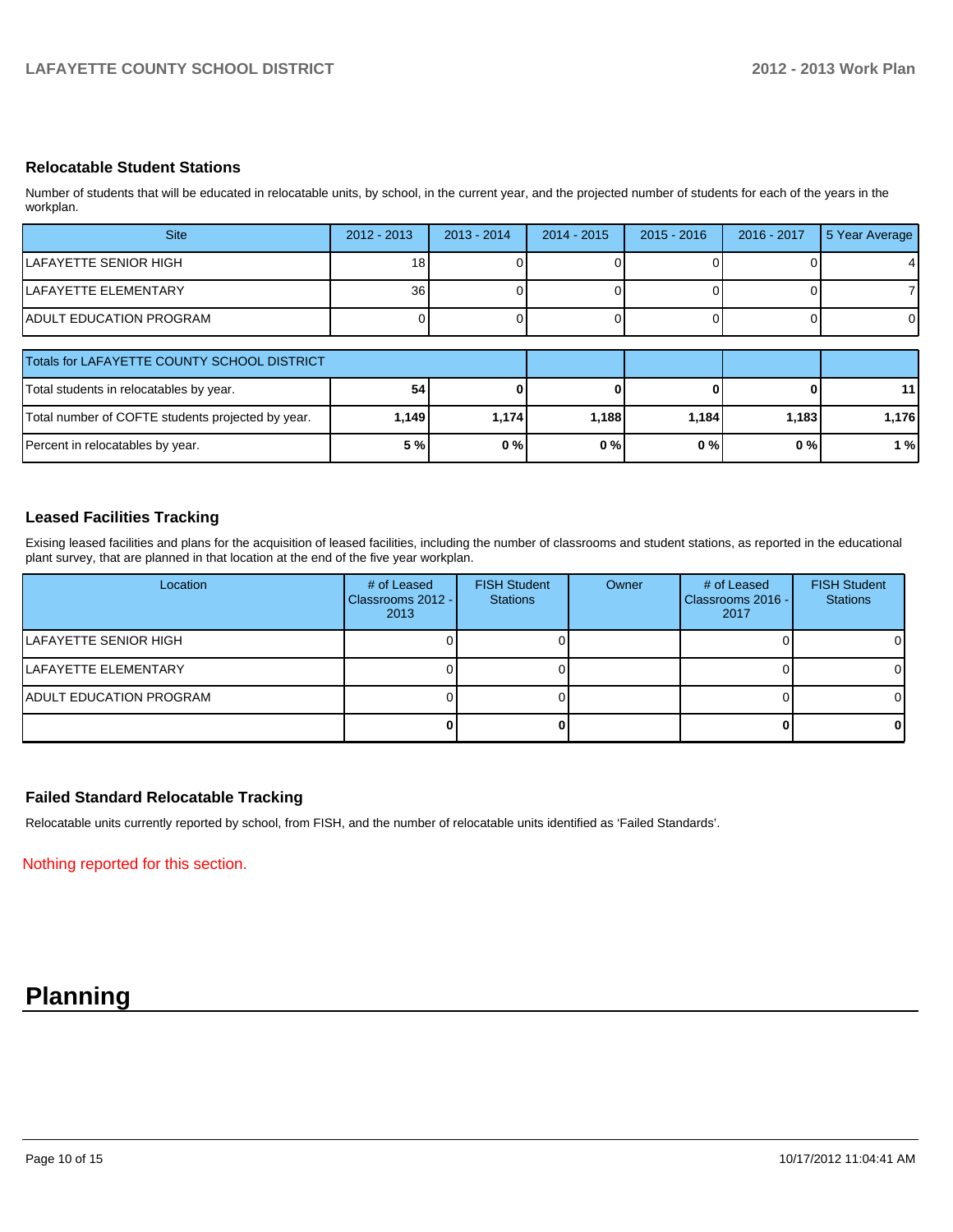### Relocatable Student Stations

Number of students that will be educated in relocatable units, by school, in the current year, and the projected number of students for each of the years in the workplan.

| Site | 2012 - 2013 | 2013 - 2014 | 2014 - 2015 | 2015 - 2016 | 2016 - 2017 | 5 Year Average |
|---|---|---|---|---|---|---|
| LAFAYETTE SENIOR HIGH | 18 | 0 | 0 | 0 | 0 | 4 |
| LAFAYETTE ELEMENTARY | 36 | 0 | 0 | 0 | 0 | 7 |
| ADULT EDUCATION PROGRAM | 0 | 0 | 0 | 0 | 0 | 0 |

| Totals for LAFAYETTE COUNTY SCHOOL DISTRICT | | | | | | |
|---|---|---|---|---|---|---|
| Total students in relocatables by year. | **54** | **0** | **0** | **0** | **0** | **11** |
| Total number of COFTE students projected by year. | **1,149** | **1,174** | **1,188** | **1,184** | **1,183** | **1,176** |
| Percent in relocatables by year. | **5 %** | **0 %** | **0 %** | **0 %** | **0 %** | **1 %** |

### Leased Facilities Tracking

Exising leased facilities and plans for the acquisition of leased facilities, including the number of classrooms and student stations, as reported in the educational plant survey, that are planned in that location at the end of the five year workplan.

| Location | # of Leased Classrooms 2012 - 2013 | FISH Student Stations | Owner | # of Leased Classrooms 2016 - 2017 | FISH Student Stations |
|---|---|---|---|---|---|
| LAFAYETTE SENIOR HIGH | 0 | 0 | | 0 | 0 |
| LAFAYETTE ELEMENTARY | 0 | 0 | | 0 | 0 |
| ADULT EDUCATION PROGRAM | 0 | 0 | | 0 | 0 |
| | **0** | **0** | | **0** | **0** |

### Failed Standard Relocatable Tracking

Relocatable units currently reported by school, from FISH, and the number of relocatable units identified as 'Failed Standards'.

Nothing reported for this section.

# Planning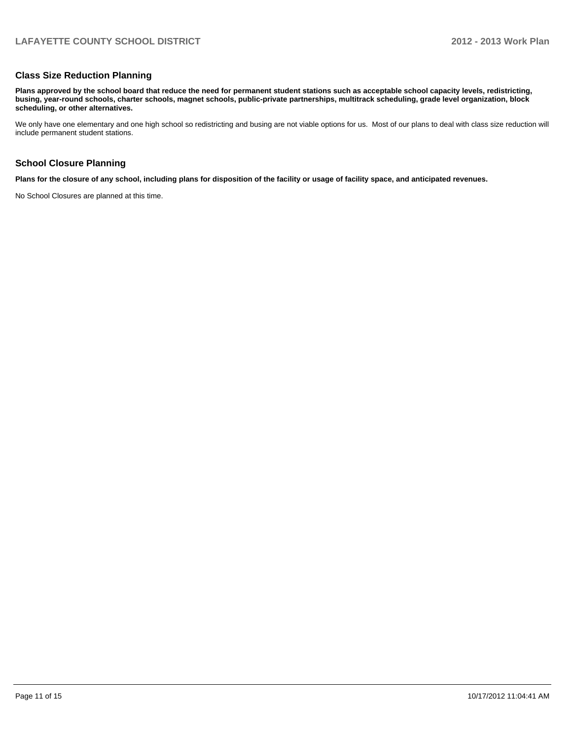## Class Size Reduction Planning

**Plans approved by the school board that reduce the need for permanent student stations such as acceptable school capacity levels, redistricting, busing, year-round schools, charter schools, magnet schools, public-private partnerships, multitrack scheduling, grade level organization, block scheduling, or other alternatives.**

We only have one elementary and one high school so redistricting and busing are not viable options for us.  Most of our plans to deal with class size reduction will include permanent student stations.

## School Closure Planning

**Plans for the closure of any school, including plans for disposition of the facility or usage of facility space, and anticipated revenues.**

No School Closures are planned at this time.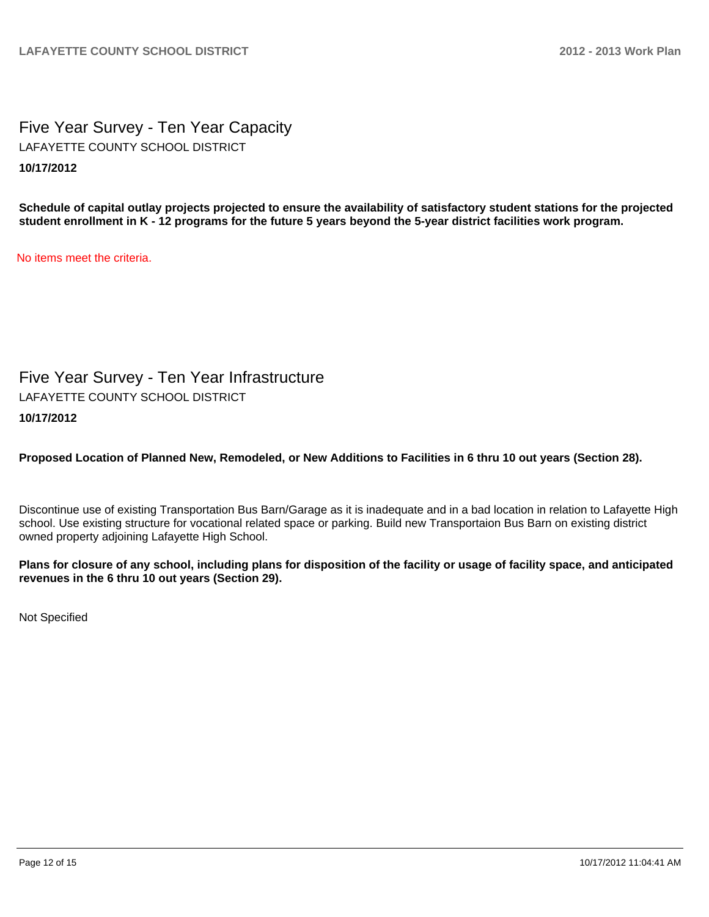# Five Year Survey - Ten Year Capacity

LAFAYETTE COUNTY SCHOOL DISTRICT

**10/17/2012**

**Schedule of capital outlay projects projected to ensure the availability of satisfactory student stations for the projected student enrollment in K - 12 programs for the future 5 years beyond the 5-year district facilities work program.**

No items meet the criteria.

# Five Year Survey - Ten Year Infrastructure

LAFAYETTE COUNTY SCHOOL DISTRICT

**10/17/2012**

**Proposed Location of Planned New, Remodeled, or New Additions to Facilities in 6 thru 10 out years (Section 28).**

Discontinue use of existing Transportation Bus Barn/Garage as it is inadequate and in a bad location in relation to Lafayette High school. Use existing structure for vocational related space or parking. Build new Transportaion Bus Barn on existing district owned property adjoining Lafayette High School.

**Plans for closure of any school, including plans for disposition of the facility or usage of facility space, and anticipated revenues in the 6 thru 10 out years (Section 29).**

Not Specified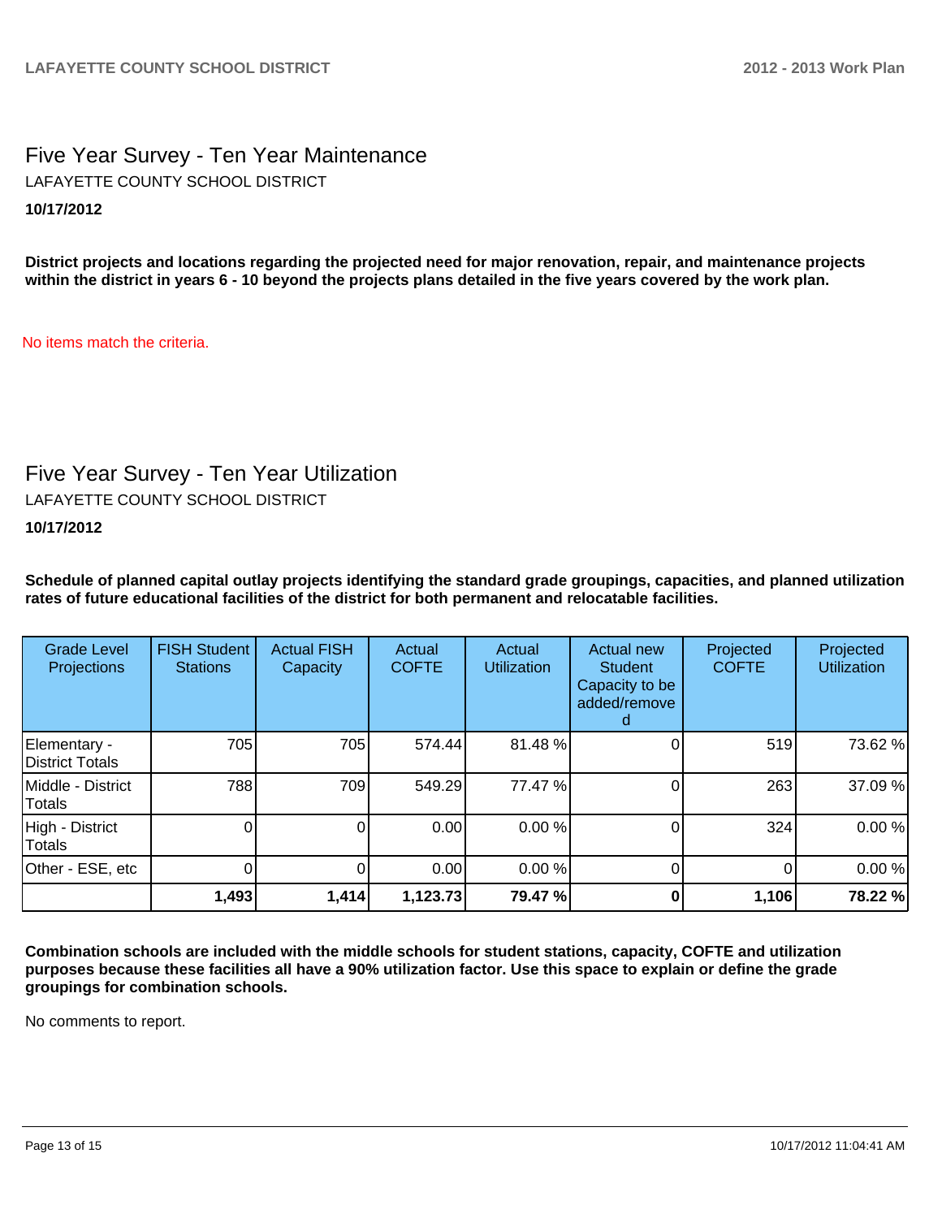## Five Year Survey - Ten Year Maintenance

LAFAYETTE COUNTY SCHOOL DISTRICT

**10/17/2012**

**District projects and locations regarding the projected need for major renovation, repair, and maintenance projects within the district in years 6 - 10 beyond the projects plans detailed in the five years covered by the work plan.**

No items match the criteria.

## Five Year Survey - Ten Year Utilization

LAFAYETTE COUNTY SCHOOL DISTRICT

**10/17/2012**

**Schedule of planned capital outlay projects identifying the standard grade groupings, capacities, and planned utilization rates of future educational facilities of the district for both permanent and relocatable facilities.**

| Grade Level Projections | FISH Student Stations | Actual FISH Capacity | Actual COFTE | Actual Utilization | Actual new Student Capacity to be added/removed | Projected COFTE | Projected Utilization |
|---|---|---|---|---|---|---|---|
| Elementary - District Totals | 705 | 705 | 574.44 | 81.48 % | 0 | 519 | 73.62 % |
| Middle - District Totals | 788 | 709 | 549.29 | 77.47 % | 0 | 263 | 37.09 % |
| High - District Totals | 0 | 0 | 0.00 | 0.00 % | 0 | 324 | 0.00 % |
| Other - ESE, etc | 0 | 0 | 0.00 | 0.00 % | 0 | 0 | 0.00 % |
| | **1,493** | **1,414** | **1,123.73** | **79.47 %** | **0** | **1,106** | **78.22 %** |

**Combination schools are included with the middle schools for student stations, capacity, COFTE and utilization purposes because these facilities all have a 90% utilization factor. Use this space to explain or define the grade groupings for combination schools.**

No comments to report.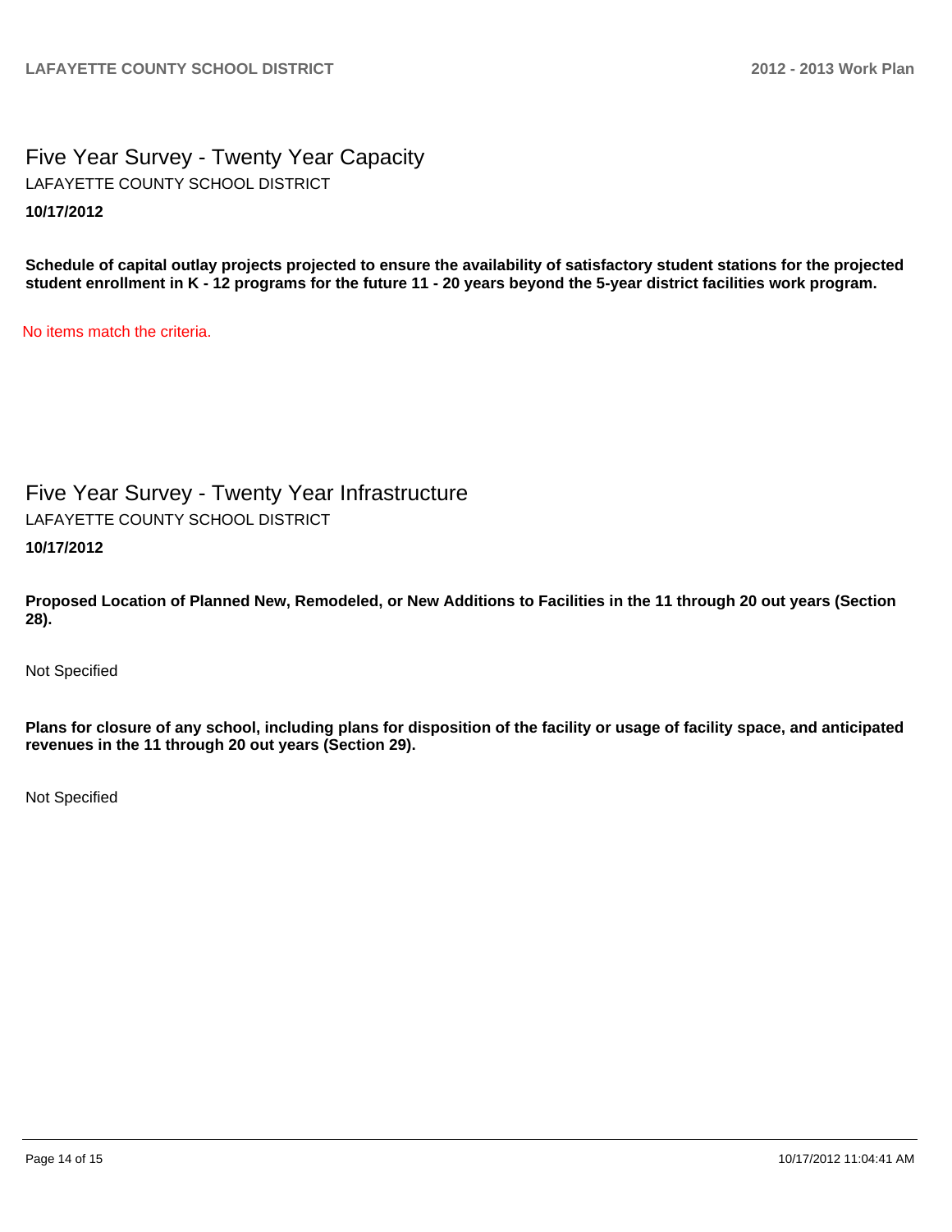# Five Year Survey - Twenty Year Capacity

LAFAYETTE COUNTY SCHOOL DISTRICT

**10/17/2012**

**Schedule of capital outlay projects projected to ensure the availability of satisfactory student stations for the projected student enrollment in K - 12 programs for the future 11 - 20 years beyond the 5-year district facilities work program.**

No items match the criteria.

# Five Year Survey - Twenty Year Infrastructure

LAFAYETTE COUNTY SCHOOL DISTRICT

**10/17/2012**

**Proposed Location of Planned New, Remodeled, or New Additions to Facilities in the 11 through 20 out years (Section 28).**

Not Specified

**Plans for closure of any school, including plans for disposition of the facility or usage of facility space, and anticipated revenues in the 11 through 20 out years (Section 29).**

Not Specified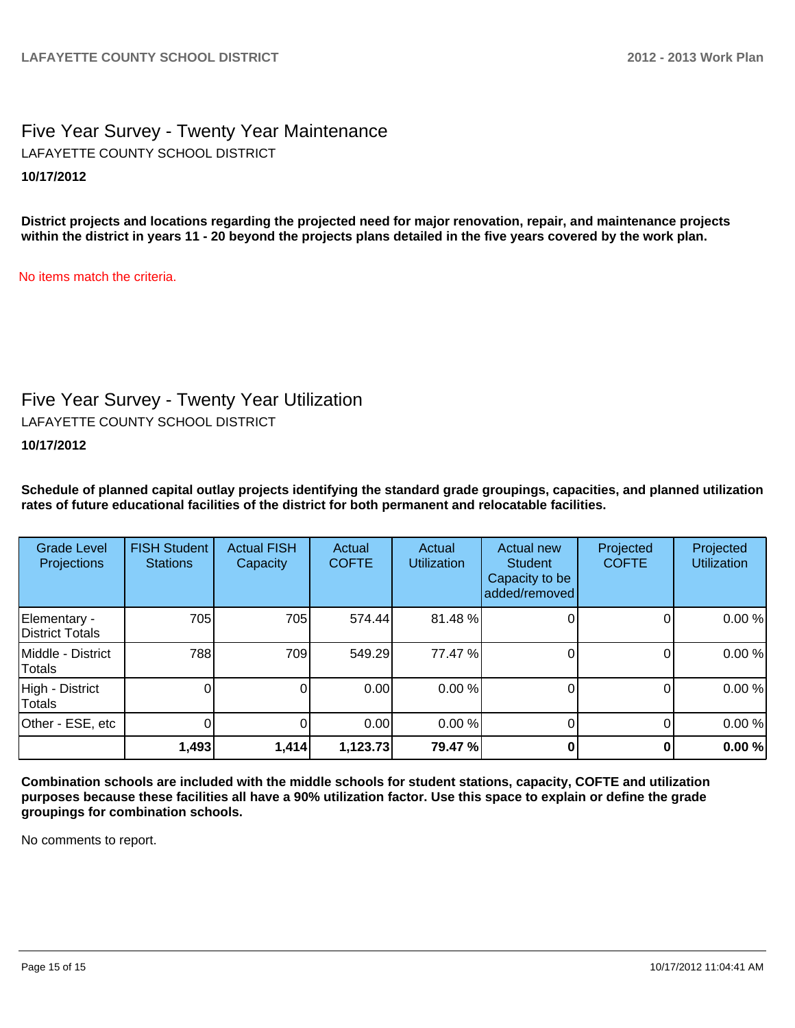## Five Year Survey - Twenty Year Maintenance

LAFAYETTE COUNTY SCHOOL DISTRICT

**10/17/2012**

**District projects and locations regarding the projected need for major renovation, repair, and maintenance projects within the district in years 11 - 20 beyond the projects plans detailed in the five years covered by the work plan.**

No items match the criteria.

## Five Year Survey - Twenty Year Utilization

LAFAYETTE COUNTY SCHOOL DISTRICT

**10/17/2012**

**Schedule of planned capital outlay projects identifying the standard grade groupings, capacities, and planned utilization rates of future educational facilities of the district for both permanent and relocatable facilities.**

| Grade Level Projections | FISH Student Stations | Actual FISH Capacity | Actual COFTE | Actual Utilization | Actual new Student Capacity to be added/removed | Projected COFTE | Projected Utilization |
|---|---|---|---|---|---|---|---|
| Elementary - District Totals | 705 | 705 | 574.44 | 81.48 % | 0 | 0 | 0.00 % |
| Middle - District Totals | 788 | 709 | 549.29 | 77.47 % | 0 | 0 | 0.00 % |
| High - District Totals | 0 | 0 | 0.00 | 0.00 % | 0 | 0 | 0.00 % |
| Other - ESE, etc | 0 | 0 | 0.00 | 0.00 % | 0 | 0 | 0.00 % |
| | **1,493** | **1,414** | **1,123.73** | **79.47 %** | **0** | **0** | **0.00 %** |

**Combination schools are included with the middle schools for student stations, capacity, COFTE and utilization purposes because these facilities all have a 90% utilization factor. Use this space to explain or define the grade groupings for combination schools.**

No comments to report.